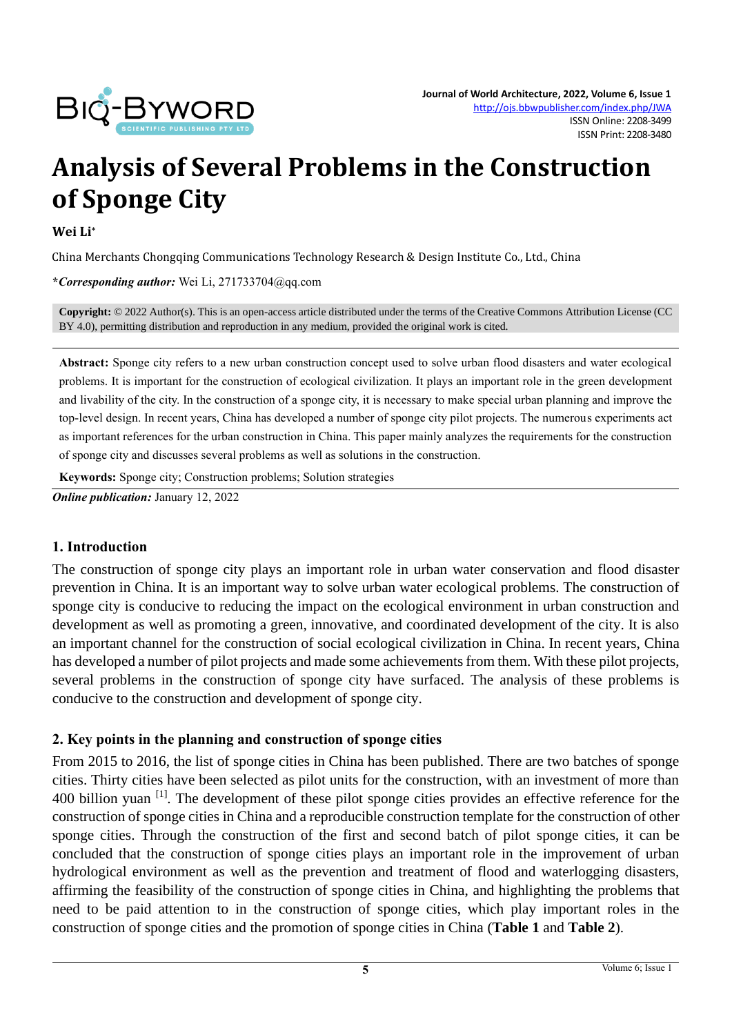# Analysis of Several Problems in the Construction of Sponge City

**Wei Li***

China Merchants Chongqing Communications Technology Research & Design Institute Co., Ltd., China

***Corresponding author:** Wei Li, 271733704@qq.com

**Copyright:** © 2022 Author(s). This is an open-access article distributed under the terms of the Creative Commons Attribution License (CC BY 4.0), permitting distribution and reproduction in any medium, provided the original work is cited.

**Abstract:** Sponge city refers to a new urban construction concept used to solve urban flood disasters and water ecological problems. It is important for the construction of ecological civilization. It plays an important role in the green development and livability of the city. In the construction of a sponge city, it is necessary to make special urban planning and improve the top-level design. In recent years, China has developed a number of sponge city pilot projects. The numerous experiments act as important references for the urban construction in China. This paper mainly analyzes the requirements for the construction of sponge city and discusses several problems as well as solutions in the construction.

**Keywords:** Sponge city; Construction problems; Solution strategies

***Online publication:*** January 12, 2022

## 1. Introduction

The construction of sponge city plays an important role in urban water conservation and flood disaster prevention in China. It is an important way to solve urban water ecological problems. The construction of sponge city is conducive to reducing the impact on the ecological environment in urban construction and development as well as promoting a green, innovative, and coordinated development of the city. It is also an important channel for the construction of social ecological civilization in China. In recent years, China has developed a number of pilot projects and made some achievements from them. With these pilot projects, several problems in the construction of sponge city have surfaced. The analysis of these problems is conducive to the construction and development of sponge city.

## 2. Key points in the planning and construction of sponge cities

From 2015 to 2016, the list of sponge cities in China has been published. There are two batches of sponge cities. Thirty cities have been selected as pilot units for the construction, with an investment of more than 400 billion yuan [1]. The development of these pilot sponge cities provides an effective reference for the construction of sponge cities in China and a reproducible construction template for the construction of other sponge cities. Through the construction of the first and second batch of pilot sponge cities, it can be concluded that the construction of sponge cities plays an important role in the improvement of urban hydrological environment as well as the prevention and treatment of flood and waterlogging disasters, affirming the feasibility of the construction of sponge cities in China, and highlighting the problems that need to be paid attention to in the construction of sponge cities, which play important roles in the construction of sponge cities and the promotion of sponge cities in China (**Table 1** and **Table 2**).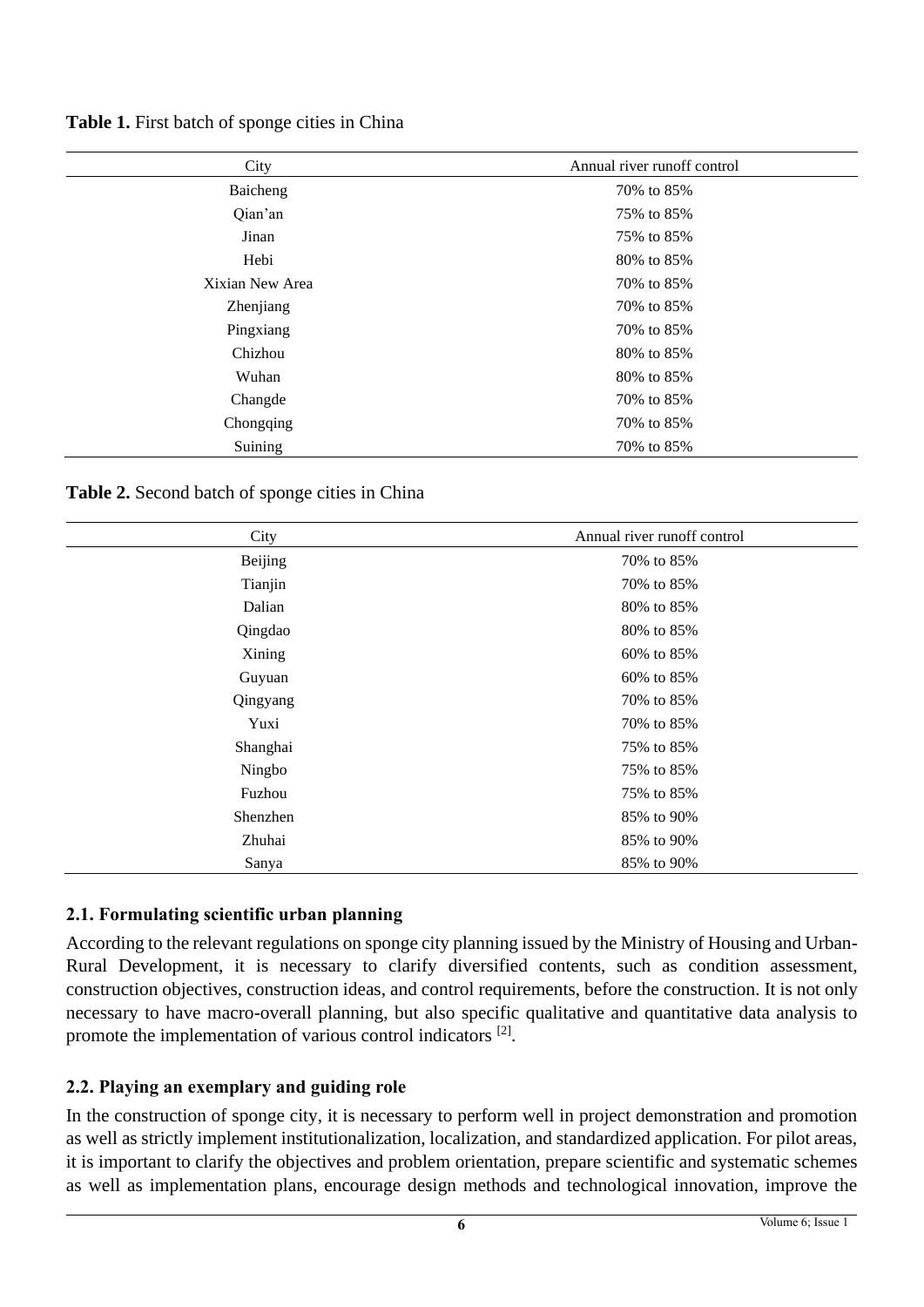**Table 1.** First batch of sponge cities in China

| City | Annual river runoff control |
|---|---|
| Baicheng | 70% to 85% |
| Qian'an | 75% to 85% |
| Jinan | 75% to 85% |
| Hebi | 80% to 85% |
| Xixian New Area | 70% to 85% |
| Zhenjiang | 70% to 85% |
| Pingxiang | 70% to 85% |
| Chizhou | 80% to 85% |
| Wuhan | 80% to 85% |
| Changde | 70% to 85% |
| Chongqing | 70% to 85% |
| Suining | 70% to 85% |

**Table 2.** Second batch of sponge cities in China

| City | Annual river runoff control |
|---|---|
| Beijing | 70% to 85% |
| Tianjin | 70% to 85% |
| Dalian | 80% to 85% |
| Qingdao | 80% to 85% |
| Xining | 60% to 85% |
| Guyuan | 60% to 85% |
| Qingyang | 70% to 85% |
| Yuxi | 70% to 85% |
| Shanghai | 75% to 85% |
| Ningbo | 75% to 85% |
| Fuzhou | 75% to 85% |
| Shenzhen | 85% to 90% |
| Zhuhai | 85% to 90% |
| Sanya | 85% to 90% |

### 2.1. Formulating scientific urban planning

According to the relevant regulations on sponge city planning issued by the Ministry of Housing and Urban-Rural Development, it is necessary to clarify diversified contents, such as condition assessment, construction objectives, construction ideas, and control requirements, before the construction. It is not only necessary to have macro-overall planning, but also specific qualitative and quantitative data analysis to promote the implementation of various control indicators [2].

### 2.2. Playing an exemplary and guiding role

In the construction of sponge city, it is necessary to perform well in project demonstration and promotion as well as strictly implement institutionalization, localization, and standardized application. For pilot areas, it is important to clarify the objectives and problem orientation, prepare scientific and systematic schemes as well as implementation plans, encourage design methods and technological innovation, improve the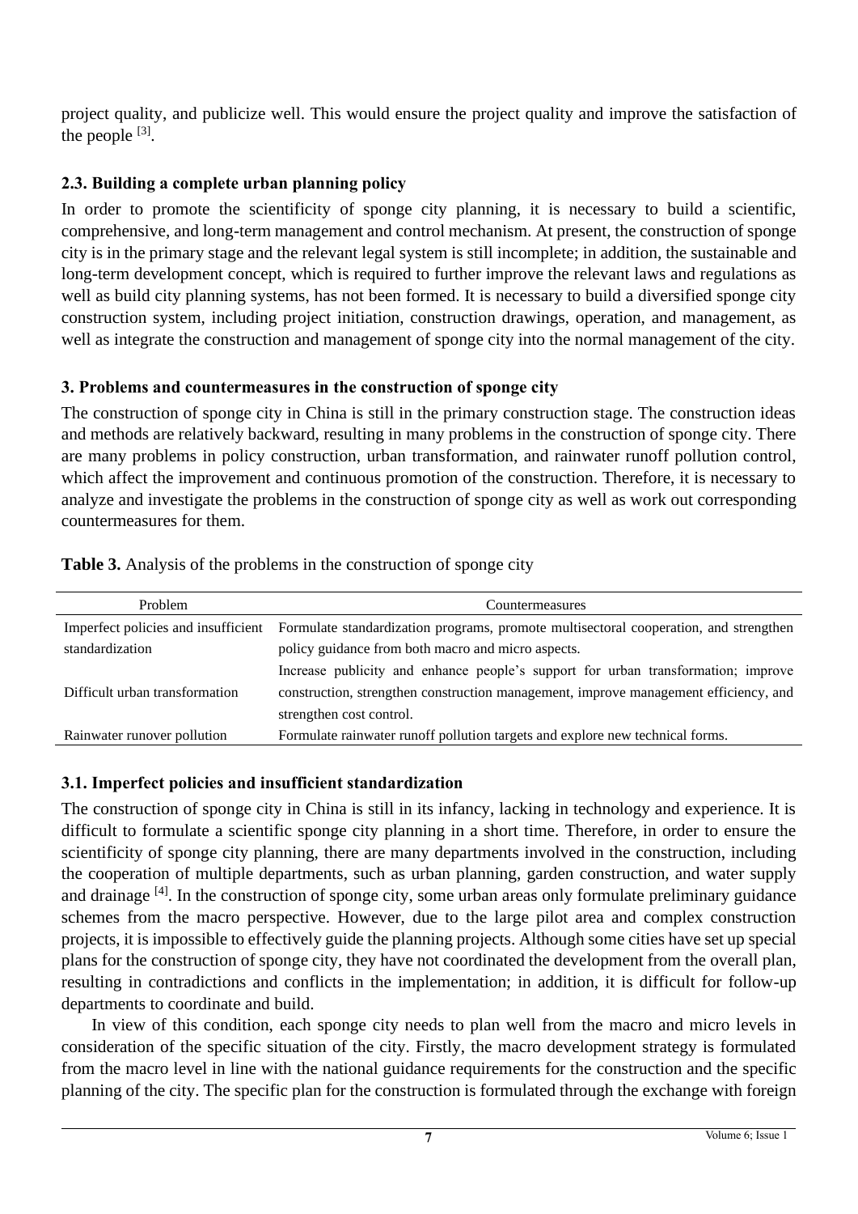project quality, and publicize well. This would ensure the project quality and improve the satisfaction of the people [3].

### 2.3. Building a complete urban planning policy

In order to promote the scientificity of sponge city planning, it is necessary to build a scientific, comprehensive, and long-term management and control mechanism. At present, the construction of sponge city is in the primary stage and the relevant legal system is still incomplete; in addition, the sustainable and long-term development concept, which is required to further improve the relevant laws and regulations as well as build city planning systems, has not been formed. It is necessary to build a diversified sponge city construction system, including project initiation, construction drawings, operation, and management, as well as integrate the construction and management of sponge city into the normal management of the city.

## 3. Problems and countermeasures in the construction of sponge city

The construction of sponge city in China is still in the primary construction stage. The construction ideas and methods are relatively backward, resulting in many problems in the construction of sponge city. There are many problems in policy construction, urban transformation, and rainwater runoff pollution control, which affect the improvement and continuous promotion of the construction. Therefore, it is necessary to analyze and investigate the problems in the construction of sponge city as well as work out corresponding countermeasures for them.

**Table 3.** Analysis of the problems in the construction of sponge city

| Problem | Countermeasures |
| --- | --- |
| Imperfect policies and insufficient standardization | Formulate standardization programs, promote multisectoral cooperation, and strengthen policy guidance from both macro and micro aspects. |
| Difficult urban transformation | Increase publicity and enhance people's support for urban transformation; improve construction, strengthen construction management, improve management efficiency, and strengthen cost control. |
| Rainwater runover pollution | Formulate rainwater runoff pollution targets and explore new technical forms. |

### 3.1. Imperfect policies and insufficient standardization

The construction of sponge city in China is still in its infancy, lacking in technology and experience. It is difficult to formulate a scientific sponge city planning in a short time. Therefore, in order to ensure the scientificity of sponge city planning, there are many departments involved in the construction, including the cooperation of multiple departments, such as urban planning, garden construction, and water supply and drainage [4]. In the construction of sponge city, some urban areas only formulate preliminary guidance schemes from the macro perspective. However, due to the large pilot area and complex construction projects, it is impossible to effectively guide the planning projects. Although some cities have set up special plans for the construction of sponge city, they have not coordinated the development from the overall plan, resulting in contradictions and conflicts in the implementation; in addition, it is difficult for follow-up departments to coordinate and build.

In view of this condition, each sponge city needs to plan well from the macro and micro levels in consideration of the specific situation of the city. Firstly, the macro development strategy is formulated from the macro level in line with the national guidance requirements for the construction and the specific planning of the city. The specific plan for the construction is formulated through the exchange with foreign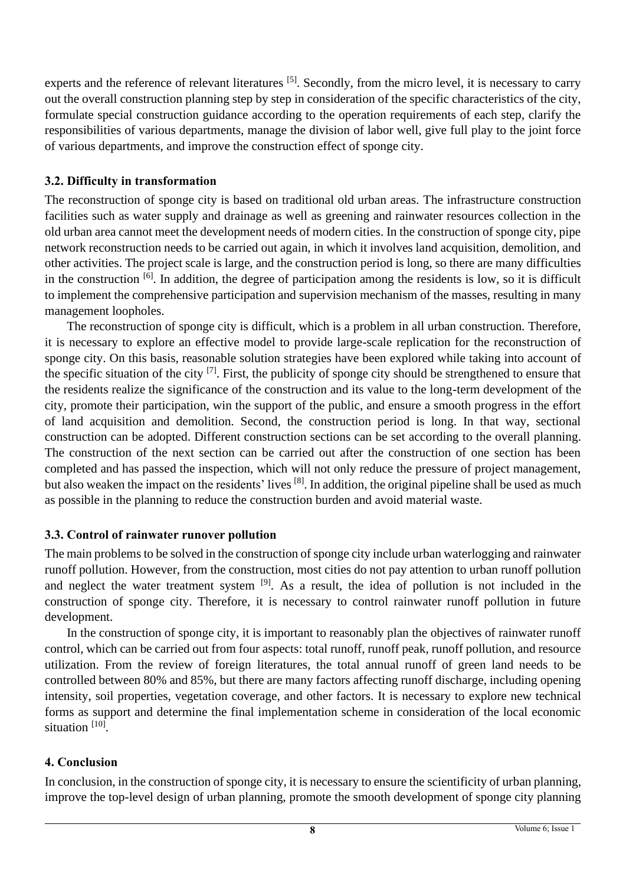experts and the reference of relevant literatures [5]. Secondly, from the micro level, it is necessary to carry out the overall construction planning step by step in consideration of the specific characteristics of the city, formulate special construction guidance according to the operation requirements of each step, clarify the responsibilities of various departments, manage the division of labor well, give full play to the joint force of various departments, and improve the construction effect of sponge city.

### 3.2. Difficulty in transformation

The reconstruction of sponge city is based on traditional old urban areas. The infrastructure construction facilities such as water supply and drainage as well as greening and rainwater resources collection in the old urban area cannot meet the development needs of modern cities. In the construction of sponge city, pipe network reconstruction needs to be carried out again, in which it involves land acquisition, demolition, and other activities. The project scale is large, and the construction period is long, so there are many difficulties in the construction [6]. In addition, the degree of participation among the residents is low, so it is difficult to implement the comprehensive participation and supervision mechanism of the masses, resulting in many management loopholes.

The reconstruction of sponge city is difficult, which is a problem in all urban construction. Therefore, it is necessary to explore an effective model to provide large-scale replication for the reconstruction of sponge city. On this basis, reasonable solution strategies have been explored while taking into account of the specific situation of the city [7]. First, the publicity of sponge city should be strengthened to ensure that the residents realize the significance of the construction and its value to the long-term development of the city, promote their participation, win the support of the public, and ensure a smooth progress in the effort of land acquisition and demolition. Second, the construction period is long. In that way, sectional construction can be adopted. Different construction sections can be set according to the overall planning. The construction of the next section can be carried out after the construction of one section has been completed and has passed the inspection, which will not only reduce the pressure of project management, but also weaken the impact on the residents' lives [8]. In addition, the original pipeline shall be used as much as possible in the planning to reduce the construction burden and avoid material waste.

### 3.3. Control of rainwater runover pollution

The main problems to be solved in the construction of sponge city include urban waterlogging and rainwater runoff pollution. However, from the construction, most cities do not pay attention to urban runoff pollution and neglect the water treatment system [9]. As a result, the idea of pollution is not included in the construction of sponge city. Therefore, it is necessary to control rainwater runoff pollution in future development.

In the construction of sponge city, it is important to reasonably plan the objectives of rainwater runoff control, which can be carried out from four aspects: total runoff, runoff peak, runoff pollution, and resource utilization. From the review of foreign literatures, the total annual runoff of green land needs to be controlled between 80% and 85%, but there are many factors affecting runoff discharge, including opening intensity, soil properties, vegetation coverage, and other factors. It is necessary to explore new technical forms as support and determine the final implementation scheme in consideration of the local economic situation [10].

## 4. Conclusion

In conclusion, in the construction of sponge city, it is necessary to ensure the scientificity of urban planning, improve the top-level design of urban planning, promote the smooth development of sponge city planning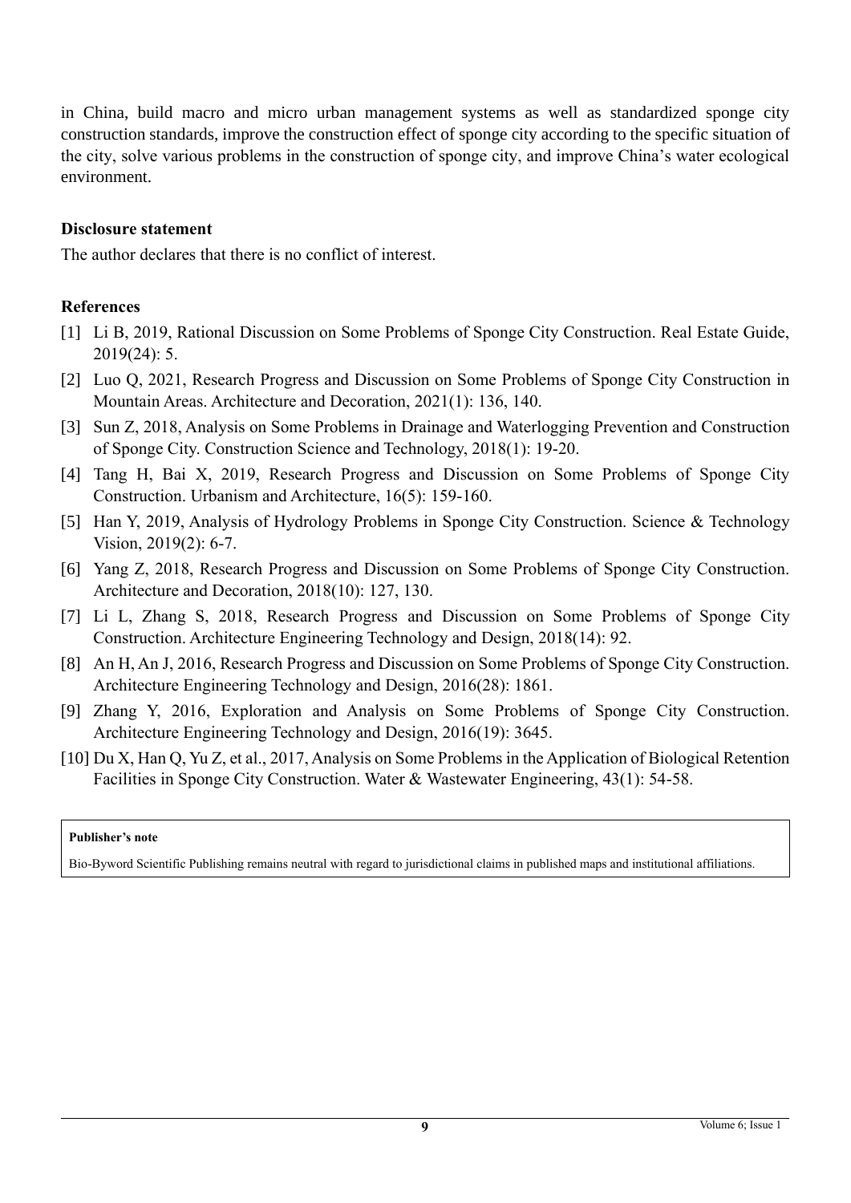in China, build macro and micro urban management systems as well as standardized sponge city construction standards, improve the construction effect of sponge city according to the specific situation of the city, solve various problems in the construction of sponge city, and improve China's water ecological environment.

## Disclosure statement

The author declares that there is no conflict of interest.

## References

[1] Li B, 2019, Rational Discussion on Some Problems of Sponge City Construction. Real Estate Guide, 2019(24): 5.

[2] Luo Q, 2021, Research Progress and Discussion on Some Problems of Sponge City Construction in Mountain Areas. Architecture and Decoration, 2021(1): 136, 140.

[3] Sun Z, 2018, Analysis on Some Problems in Drainage and Waterlogging Prevention and Construction of Sponge City. Construction Science and Technology, 2018(1): 19-20.

[4] Tang H, Bai X, 2019, Research Progress and Discussion on Some Problems of Sponge City Construction. Urbanism and Architecture, 16(5): 159-160.

[5] Han Y, 2019, Analysis of Hydrology Problems in Sponge City Construction. Science & Technology Vision, 2019(2): 6-7.

[6] Yang Z, 2018, Research Progress and Discussion on Some Problems of Sponge City Construction. Architecture and Decoration, 2018(10): 127, 130.

[7] Li L, Zhang S, 2018, Research Progress and Discussion on Some Problems of Sponge City Construction. Architecture Engineering Technology and Design, 2018(14): 92.

[8] An H, An J, 2016, Research Progress and Discussion on Some Problems of Sponge City Construction. Architecture Engineering Technology and Design, 2016(28): 1861.

[9] Zhang Y, 2016, Exploration and Analysis on Some Problems of Sponge City Construction. Architecture Engineering Technology and Design, 2016(19): 3645.

[10] Du X, Han Q, Yu Z, et al., 2017, Analysis on Some Problems in the Application of Biological Retention Facilities in Sponge City Construction. Water & Wastewater Engineering, 43(1): 54-58.

**Publisher's note**

Bio-Byword Scientific Publishing remains neutral with regard to jurisdictional claims in published maps and institutional affiliations.